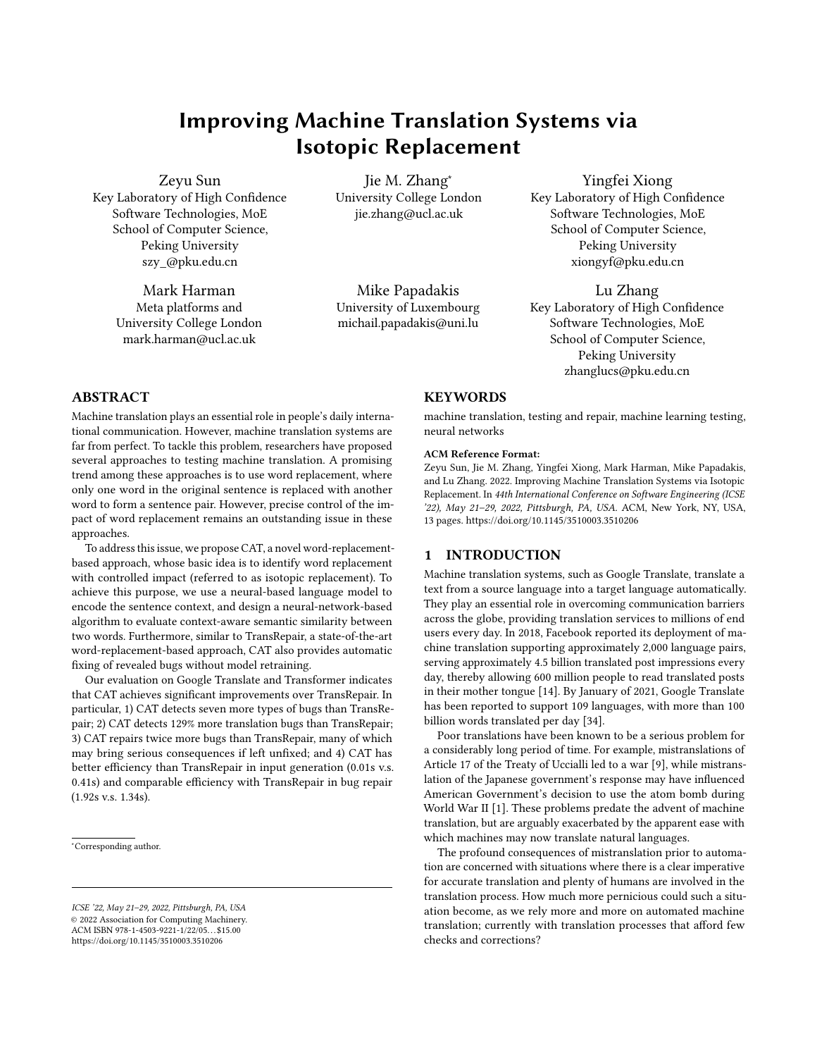# Improving Machine Translation Systems via Isotopic Replacement

Zeyu Sun
Key Laboratory of High Confidence Software Technologies, MoE
School of Computer Science,
Peking University
szy_@pku.edu.cn

Jie M. Zhang*
University College London
jie.zhang@ucl.ac.uk

Yingfei Xiong
Key Laboratory of High Confidence Software Technologies, MoE
School of Computer Science,
Peking University
xiongyf@pku.edu.cn

Mark Harman
Meta platforms and
University College London
mark.harman@ucl.ac.uk

Mike Papadakis
University of Luxembourg
michail.papadakis@uni.lu

Lu Zhang
Key Laboratory of High Confidence Software Technologies, MoE
School of Computer Science,
Peking University
zhanglucs@pku.edu.cn

## ABSTRACT

Machine translation plays an essential role in people's daily international communication. However, machine translation systems are far from perfect. To tackle this problem, researchers have proposed several approaches to testing machine translation. A promising trend among these approaches is to use word replacement, where only one word in the original sentence is replaced with another word to form a sentence pair. However, precise control of the impact of word replacement remains an outstanding issue in these approaches.

To address this issue, we propose CAT, a novel word-replacement-based approach, whose basic idea is to identify word replacement with controlled impact (referred to as isotopic replacement). To achieve this purpose, we use a neural-based language model to encode the sentence context, and design a neural-network-based algorithm to evaluate context-aware semantic similarity between two words. Furthermore, similar to TransRepair, a state-of-the-art word-replacement-based approach, CAT also provides automatic fixing of revealed bugs without model retraining.

Our evaluation on Google Translate and Transformer indicates that CAT achieves significant improvements over TransRepair. In particular, 1) CAT detects seven more types of bugs than TransRepair; 2) CAT detects 129% more translation bugs than TransRepair; 3) CAT repairs twice more bugs than TransRepair, many of which may bring serious consequences if left unfixed; and 4) CAT has better efficiency than TransRepair in input generation (0.01s v.s. 0.41s) and comparable efficiency with TransRepair in bug repair (1.92s v.s. 1.34s).

*Corresponding author.

ICSE '22, May 21–29, 2022, Pittsburgh, PA, USA
© 2022 Association for Computing Machinery.
ACM ISBN 978-1-4503-9221-1/22/05…$15.00
https://doi.org/10.1145/3510003.3510206

## KEYWORDS

machine translation, testing and repair, machine learning testing, neural networks

**ACM Reference Format:**
Zeyu Sun, Jie M. Zhang, Yingfei Xiong, Mark Harman, Mike Papadakis, and Lu Zhang. 2022. Improving Machine Translation Systems via Isotopic Replacement. In *44th International Conference on Software Engineering (ICSE '22), May 21–29, 2022, Pittsburgh, PA, USA.* ACM, New York, NY, USA, 13 pages. https://doi.org/10.1145/3510003.3510206

## 1 INTRODUCTION

Machine translation systems, such as Google Translate, translate a text from a source language into a target language automatically. They play an essential role in overcoming communication barriers across the globe, providing translation services to millions of end users every day. In 2018, Facebook reported its deployment of machine translation supporting approximately 2,000 language pairs, serving approximately 4.5 billion translated post impressions every day, thereby allowing 600 million people to read translated posts in their mother tongue [14]. By January of 2021, Google Translate has been reported to support 109 languages, with more than 100 billion words translated per day [34].

Poor translations have been known to be a serious problem for a considerably long period of time. For example, mistranslations of Article 17 of the Treaty of Uccialli led to a war [9], while mistranslation of the Japanese government's response may have influenced American Government's decision to use the atom bomb during World War II [1]. These problems predate the advent of machine translation, but are arguably exacerbated by the apparent ease with which machines may now translate natural languages.

The profound consequences of mistranslation prior to automation are concerned with situations where there is a clear imperative for accurate translation and plenty of humans are involved in the translation process. How much more pernicious could such a situation become, as we rely more and more on automated machine translation; currently with translation processes that afford few checks and corrections?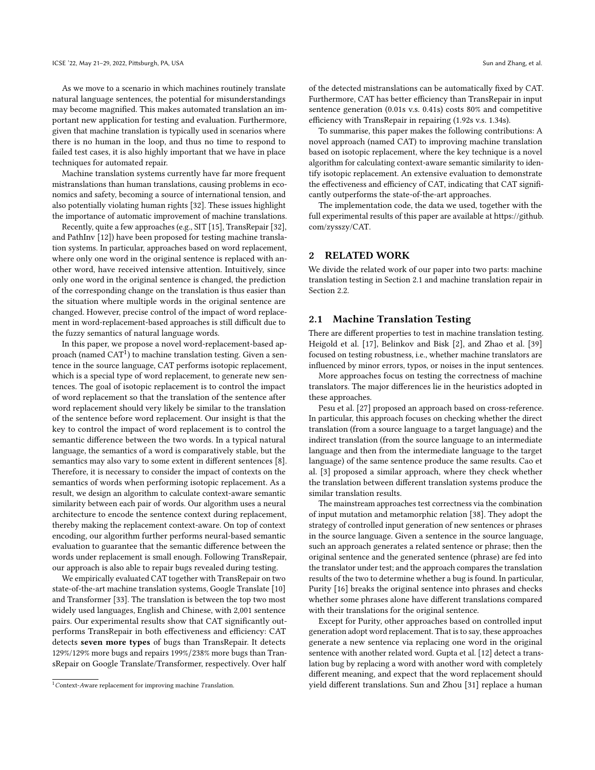As we move to a scenario in which machines routinely translate natural language sentences, the potential for misunderstandings may become magnified. This makes automated translation an important new application for testing and evaluation. Furthermore, given that machine translation is typically used in scenarios where there is no human in the loop, and thus no time to respond to failed test cases, it is also highly important that we have in place techniques for automated repair.

Machine translation systems currently have far more frequent mistranslations than human translations, causing problems in economics and safety, becoming a source of international tension, and also potentially violating human rights [32]. These issues highlight the importance of automatic improvement of machine translations.

Recently, quite a few approaches (e.g., SIT [15], TransRepair [32], and PathInv [12]) have been proposed for testing machine translation systems. In particular, approaches based on word replacement, where only one word in the original sentence is replaced with another word, have received intensive attention. Intuitively, since only one word in the original sentence is changed, the prediction of the corresponding change on the translation is thus easier than the situation where multiple words in the original sentence are changed. However, precise control of the impact of word replacement in word-replacement-based approaches is still difficult due to the fuzzy semantics of natural language words.

In this paper, we propose a novel word-replacement-based approach (named CAT[1]) to machine translation testing. Given a sentence in the source language, CAT performs isotopic replacement, which is a special type of word replacement, to generate new sentences. The goal of isotopic replacement is to control the impact of word replacement so that the translation of the sentence after word replacement should very likely be similar to the translation of the sentence before word replacement. Our insight is that the key to control the impact of word replacement is to control the semantic difference between the two words. In a typical natural language, the semantics of a word is comparatively stable, but the semantics may also vary to some extent in different sentences [8]. Therefore, it is necessary to consider the impact of contexts on the semantics of words when performing isotopic replacement. As a result, we design an algorithm to calculate context-aware semantic similarity between each pair of words. Our algorithm uses a neural architecture to encode the sentence context during replacement, thereby making the replacement context-aware. On top of context encoding, our algorithm further performs neural-based semantic evaluation to guarantee that the semantic difference between the words under replacement is small enough. Following TransRepair, our approach is also able to repair bugs revealed during testing.

We empirically evaluated CAT together with TransRepair on two state-of-the-art machine translation systems, Google Translate [10] and Transformer [33]. The translation is between the top two most widely used languages, English and Chinese, with 2,001 sentence pairs. Our experimental results show that CAT significantly outperforms TransRepair in both effectiveness and efficiency: CAT detects **seven more types** of bugs than TransRepair. It detects 129%/129% more bugs and repairs 199%/238% more bugs than TransRepair on Google Translate/Transformer, respectively. Over half of the detected mistranslations can be automatically fixed by CAT. Furthermore, CAT has better efficiency than TransRepair in input sentence generation (0.01s v.s. 0.41s) costs 80% and competitive efficiency with TransRepair in repairing (1.92s v.s. 1.34s).

To summarise, this paper makes the following contributions: A novel approach (named CAT) to improving machine translation based on isotopic replacement, where the key technique is a novel algorithm for calculating context-aware semantic similarity to identify isotopic replacement. An extensive evaluation to demonstrate the effectiveness and efficiency of CAT, indicating that CAT significantly outperforms the state-of-the-art approaches.

The implementation code, the data we used, together with the full experimental results of this paper are available at https://github.com/zysszy/CAT.

## 2 RELATED WORK

We divide the related work of our paper into two parts: machine translation testing in Section 2.1 and machine translation repair in Section 2.2.

### 2.1 Machine Translation Testing

There are different properties to test in machine translation testing. Heigold et al. [17], Belinkov and Bisk [2], and Zhao et al. [39] focused on testing robustness, i.e., whether machine translators are influenced by minor errors, typos, or noises in the input sentences.

More approaches focus on testing the correctness of machine translators. The major differences lie in the heuristics adopted in these approaches.

Pesu et al. [27] proposed an approach based on cross-reference. In particular, this approach focuses on checking whether the direct translation (from a source language to a target language) and the indirect translation (from the source language to an intermediate language and then from the intermediate language to the target language) of the same sentence produce the same results. Cao et al. [3] proposed a similar approach, where they check whether the translation between different translation systems produce the similar translation results.

The mainstream approaches test correctness via the combination of input mutation and metamorphic relation [38]. They adopt the strategy of controlled input generation of new sentences or phrases in the source language. Given a sentence in the source language, such an approach generates a related sentence or phrase; then the original sentence and the generated sentence (phrase) are fed into the translator under test; and the approach compares the translation results of the two to determine whether a bug is found. In particular, Purity [16] breaks the original sentence into phrases and checks whether some phrases alone have different translations compared with their translations for the original sentence.

Except for Purity, other approaches based on controlled input generation adopt word replacement. That is to say, these approaches generate a new sentence via replacing one word in the original sentence with another related word. Gupta et al. [12] detect a translation bug by replacing a word with another word with completely different meaning, and expect that the word replacement should yield different translations. Sun and Zhou [31] replace a human

[1] Context-Aware replacement for improving machine Translation.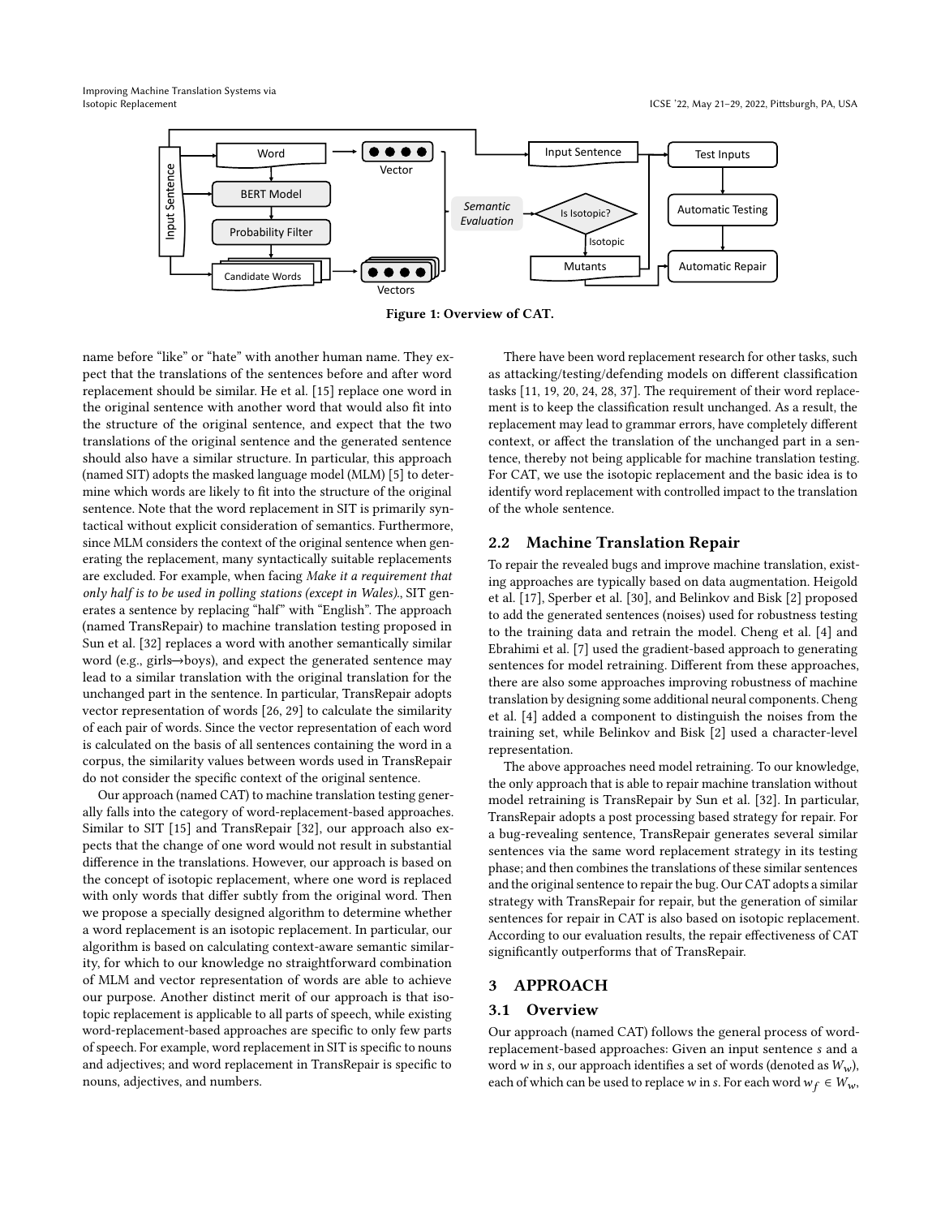Figure 1: Overview of CAT.

name before “like” or “hate” with another human name. They expect that the translations of the sentences before and after word replacement should be similar. He et al. [15] replace one word in the original sentence with another word that would also fit into the structure of the original sentence, and expect that the two translations of the original sentence and the generated sentence should also have a similar structure. In particular, this approach (named SIT) adopts the masked language model (MLM) [5] to determine which words are likely to fit into the structure of the original sentence. Note that the word replacement in SIT is primarily syntactical without explicit consideration of semantics. Furthermore, since MLM considers the context of the original sentence when generating the replacement, many syntactically suitable replacements are excluded. For example, when facing *Make it a requirement that only half is to be used in polling stations (except in Wales).*, SIT generates a sentence by replacing “half” with “English”. The approach (named TransRepair) to machine translation testing proposed in Sun et al. [32] replaces a word with another semantically similar word (e.g., girls→boys), and expect the generated sentence may lead to a similar translation with the original translation for the unchanged part in the sentence. In particular, TransRepair adopts vector representation of words [26, 29] to calculate the similarity of each pair of words. Since the vector representation of each word is calculated on the basis of all sentences containing the word in a corpus, the similarity values between words used in TransRepair do not consider the specific context of the original sentence.

Our approach (named CAT) to machine translation testing generally falls into the category of word-replacement-based approaches. Similar to SIT [15] and TransRepair [32], our approach also expects that the change of one word would not result in substantial difference in the translations. However, our approach is based on the concept of isotopic replacement, where one word is replaced with only words that differ subtly from the original word. Then we propose a specially designed algorithm to determine whether a word replacement is an isotopic replacement. In particular, our algorithm is based on calculating context-aware semantic similarity, for which to our knowledge no straightforward combination of MLM and vector representation of words are able to achieve our purpose. Another distinct merit of our approach is that isotopic replacement is applicable to all parts of speech, while existing word-replacement-based approaches are specific to only few parts of speech. For example, word replacement in SIT is specific to nouns and adjectives; and word replacement in TransRepair is specific to nouns, adjectives, and numbers.

There have been word replacement research for other tasks, such as attacking/testing/defending models on different classification tasks [11, 19, 20, 24, 28, 37]. The requirement of their word replacement is to keep the classification result unchanged. As a result, the replacement may lead to grammar errors, have completely different context, or affect the translation of the unchanged part in a sentence, thereby not being applicable for machine translation testing. For CAT, we use the isotopic replacement and the basic idea is to identify word replacement with controlled impact to the translation of the whole sentence.

## 2.2 Machine Translation Repair

To repair the revealed bugs and improve machine translation, existing approaches are typically based on data augmentation. Heigold et al. [17], Sperber et al. [30], and Belinkov and Bisk [2] proposed to add the generated sentences (noises) used for robustness testing to the training data and retrain the model. Cheng et al. [4] and Ebrahimi et al. [7] used the gradient-based approach to generating sentences for model retraining. Different from these approaches, there are also some approaches improving robustness of machine translation by designing some additional neural components. Cheng et al. [4] added a component to distinguish the noises from the training set, while Belinkov and Bisk [2] used a character-level representation.

The above approaches need model retraining. To our knowledge, the only approach that is able to repair machine translation without model retraining is TransRepair by Sun et al. [32]. In particular, TransRepair adopts a post processing based strategy for repair. For a bug-revealing sentence, TransRepair generates several similar sentences via the same word replacement strategy in its testing phase; and then combines the translations of these similar sentences and the original sentence to repair the bug. Our CAT adopts a similar strategy with TransRepair for repair, but the generation of similar sentences for repair in CAT is also based on isotopic replacement. According to our evaluation results, the repair effectiveness of CAT significantly outperforms that of TransRepair.

# 3 APPROACH

## 3.1 Overview

Our approach (named CAT) follows the general process of word-replacement-based approaches: Given an input sentence $s$ and a word $w$ in $s$, our approach identifies a set of words (denoted as $W_w$), each of which can be used to replace $w$ in $s$. For each word $w_f \in W_w$,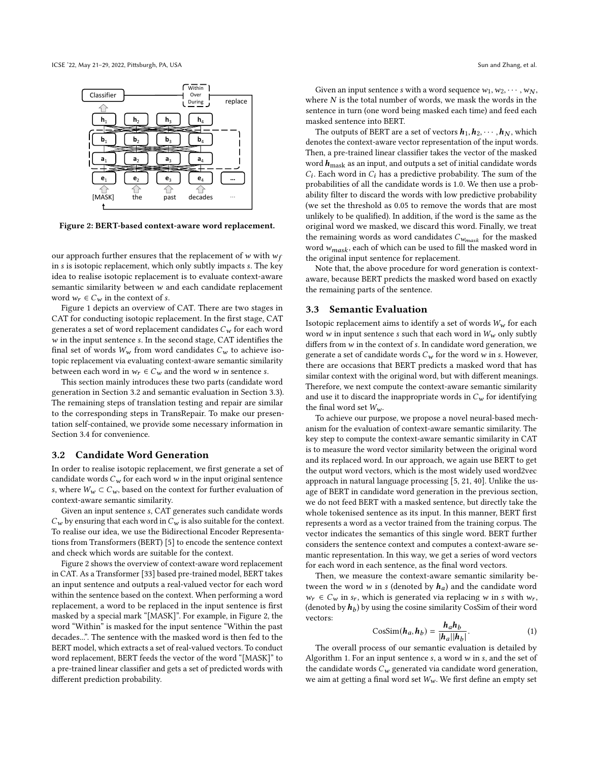Figure 2: BERT-based context-aware word replacement.

our approach further ensures that the replacement of $w$ with $w_f$ in $s$ is isotopic replacement, which only subtly impacts $s$. The key idea to realise isotopic replacement is to evaluate context-aware semantic similarity between $w$ and each candidate replacement word $w_r \in C_w$ in the context of $s$.

Figure 1 depicts an overview of CAT. There are two stages in CAT for conducting isotopic replacement. In the first stage, CAT generates a set of word replacement candidates $C_w$ for each word $w$ in the input sentence $s$. In the second stage, CAT identifies the final set of words $W_w$ from word candidates $C_w$ to achieve isotopic replacement via evaluating context-aware semantic similarity between each word in $w_r \in C_w$ and the word $w$ in sentence $s$.

This section mainly introduces these two parts (candidate word generation in Section 3.2 and semantic evaluation in Section 3.3). The remaining steps of translation testing and repair are similar to the corresponding steps in TransRepair. To make our presentation self-contained, we provide some necessary information in Section 3.4 for convenience.

## 3.2 Candidate Word Generation

In order to realise isotopic replacement, we first generate a set of candidate words $C_w$ for each word $w$ in the input original sentence $s$, where $W_w \subset C_w$, based on the context for further evaluation of context-aware semantic similarity.

Given an input sentence $s$, CAT generates such candidate words $C_w$ by ensuring that each word in $C_w$ is also suitable for the context. To realise our idea, we use the Bidirectional Encoder Representations from Transformers (BERT) [5] to encode the sentence context and check which words are suitable for the context.

Figure 2 shows the overview of context-aware word replacement in CAT. As a Transformer [33] based pre-trained model, BERT takes an input sentence and outputs a real-valued vector for each word within the sentence based on the context. When performing a word replacement, a word to be replaced in the input sentence is first masked by a special mark "[MASK]". For example, in Figure 2, the word "Within" is masked for the input sentence "Within the past decades...". The sentence with the masked word is then fed to the BERT model, which extracts a set of real-valued vectors. To conduct word replacement, BERT feeds the vector of the word "[MASK]" to a pre-trained linear classifier and gets a set of predicted words with different prediction probability.

Given an input sentence $s$ with a word sequence $w_1, w_2, \cdots, w_N$, where $N$ is the total number of words, we mask the words in the sentence in turn (one word being masked each time) and feed each masked sentence into BERT.

The outputs of BERT are a set of vectors $\boldsymbol{h}_1, \boldsymbol{h}_2, \cdots, \boldsymbol{h}_N$, which denotes the context-aware vector representation of the input words. Then, a pre-trained linear classifier takes the vector of the masked word $\boldsymbol{h}_{\text{mask}}$ as an input, and outputs a set of initial candidate words $C_i$. Each word in $C_i$ has a predictive probability. The sum of the probabilities of all the candidate words is 1.0. We then use a probability filter to discard the words with low predictive probability (we set the threshold as 0.05 to remove the words that are most unlikely to be qualified). In addition, if the word is the same as the original word we masked, we discard this word. Finally, we treat the remaining words as word candidates $C_{w_{mask}}$ for the masked word $w_{mask}$, each of which can be used to fill the masked word in the original input sentence for replacement.

Note that, the above procedure for word generation is context-aware, because BERT predicts the masked word based on exactly the remaining parts of the sentence.

## 3.3 Semantic Evaluation

Isotopic replacement aims to identify a set of words $W_w$ for each word $w$ in input sentence $s$ such that each word in $W_w$ only subtly differs from $w$ in the context of $s$. In candidate word generation, we generate a set of candidate words $C_w$ for the word $w$ in $s$. However, there are occasions that BERT predicts a masked word that has similar context with the original word, but with different meanings. Therefore, we next compute the context-aware semantic similarity and use it to discard the inappropriate words in $C_w$ for identifying the final word set $W_w$.

To achieve our purpose, we propose a novel neural-based mechanism for the evaluation of context-aware semantic similarity. The key step to compute the context-aware semantic similarity in CAT is to measure the word vector similarity between the original word and its replaced word. In our approach, we again use BERT to get the output word vectors, which is the most widely used word2vec approach in natural language processing [5, 21, 40]. Unlike the usage of BERT in candidate word generation in the previous section, we do not feed BERT with a masked sentence, but directly take the whole tokenised sentence as its input. In this manner, BERT first represents a word as a vector trained from the training corpus. The vector indicates the semantics of this single word. BERT further considers the sentence context and computes a context-aware semantic representation. In this way, we get a series of word vectors for each word in each sentence, as the final word vectors.

Then, we measure the context-aware semantic similarity between the word $w$ in $s$ (denoted by $\boldsymbol{h}_a$) and the candidate word $w_r \in C_w$ in $s_r$, which is generated via replacing $w$ in $s$ with $w_r$, (denoted by $\boldsymbol{h}_b$) by using the cosine similarity CosSim of their word vectors:

$$\text{CosSim}(\boldsymbol{h}_a, \boldsymbol{h}_b) = \frac{\boldsymbol{h}_a \boldsymbol{h}_b}{|\boldsymbol{h}_a||\boldsymbol{h}_b|}. \tag{1}$$

The overall process of our semantic evaluation is detailed by Algorithm 1. For an input sentence $s$, a word $w$ in $s$, and the set of the candidate words $C_w$ generated via candidate word generation, we aim at getting a final word set $W_w$. We first define an empty set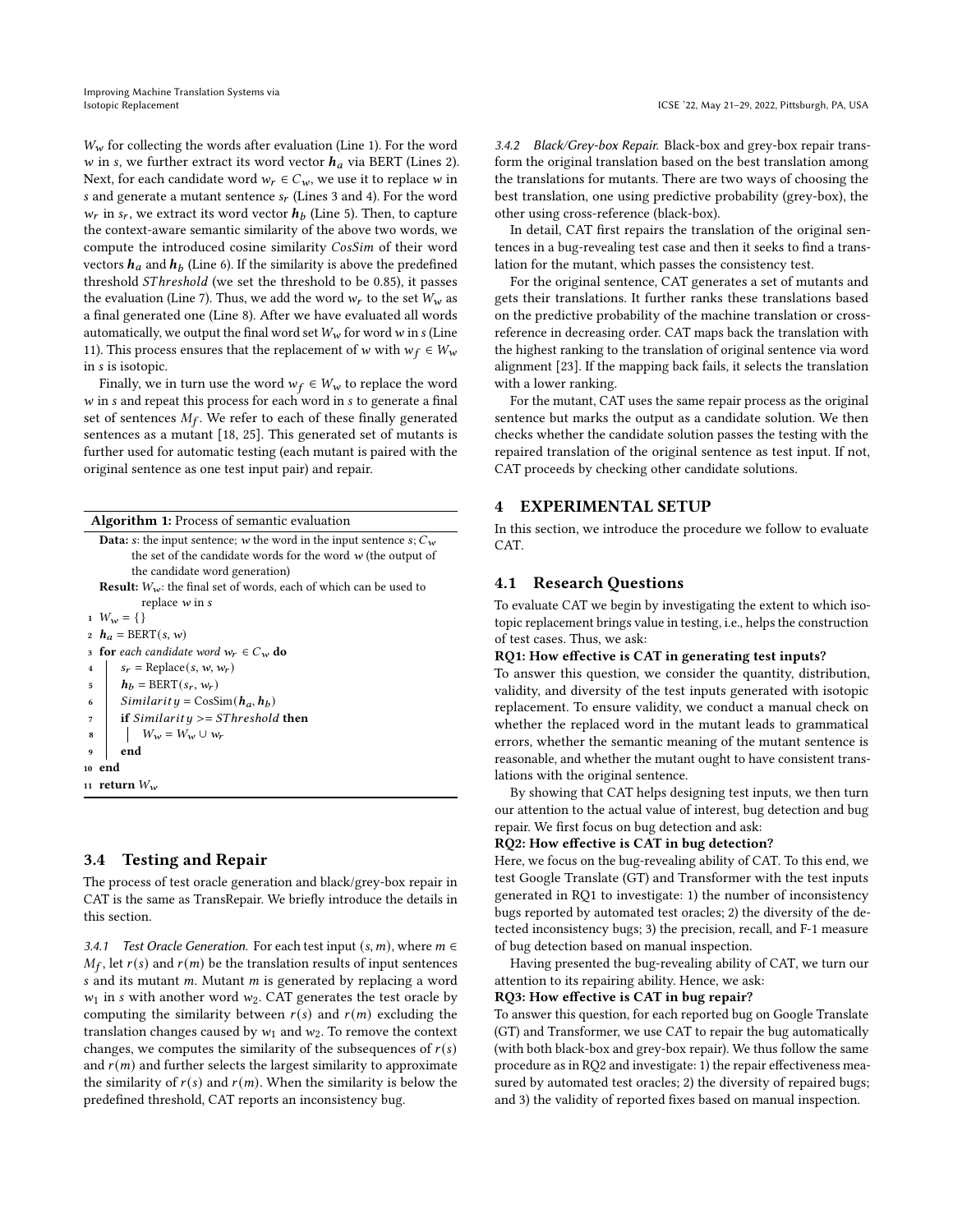$W_w$ for collecting the words after evaluation (Line 1). For the word $w$ in $s$, we further extract its word vector $\boldsymbol{h}_a$ via BERT (Lines 2). Next, for each candidate word $w_r \in C_w$, we use it to replace $w$ in $s$ and generate a mutant sentence $s_r$ (Lines 3 and 4). For the word $w_r$ in $s_r$, we extract its word vector $\boldsymbol{h}_b$ (Line 5). Then, to capture the context-aware semantic similarity of the above two words, we compute the introduced cosine similarity $CosSim$ of their word vectors $\boldsymbol{h}_a$ and $\boldsymbol{h}_b$ (Line 6). If the similarity is above the predefined threshold $SThreshold$ (we set the threshold to be 0.85), it passes the evaluation (Line 7). Thus, we add the word $w_r$ to the set $W_w$ as a final generated one (Line 8). After we have evaluated all words automatically, we output the final word set $W_w$ for word $w$ in $s$ (Line 11). This process ensures that the replacement of $w$ with $w_f \in W_w$ in $s$ is isotopic.

Finally, we in turn use the word $w_f \in W_w$ to replace the word $w$ in $s$ and repeat this process for each word in $s$ to generate a final set of sentences $M_f$. We refer to each of these finally generated sentences as a mutant [18, 25]. This generated set of mutants is further used for automatic testing (each mutant is paired with the original sentence as one test input pair) and repair.

**Algorithm 1:** Process of semantic evaluation

**Data:** $s$: the input sentence; $w$ the word in the input sentence $s$; $C_w$ the set of the candidate words for the word $w$ (the output of the candidate word generation)

**Result:** $W_w$: the final set of words, each of which can be used to replace $w$ in $s$

```
1  W_w = {}
2  h_a = BERT(s, w)
3  for each candidate word w_r ∈ C_w do
4      s_r = Replace(s, w, w_r)
5      h_b = BERT(s_r, w_r)
6      Similarity = CosSim(h_a, h_b)
7      if Similarity >= SThreshold then
8          W_w = W_w ∪ w_r
9      end
10 end
11 return W_w
```

## 3.4 Testing and Repair

The process of test oracle generation and black/grey-box repair in CAT is the same as TransRepair. We briefly introduce the details in this section.

*3.4.1 Test Oracle Generation.* For each test input $(s, m)$, where $m \in M_f$, let $r(s)$ and $r(m)$ be the translation results of input sentences $s$ and its mutant $m$. Mutant $m$ is generated by replacing a word $w_1$ in $s$ with another word $w_2$. CAT generates the test oracle by computing the similarity between $r(s)$ and $r(m)$ excluding the translation changes caused by $w_1$ and $w_2$. To remove the context changes, we computes the similarity of the subsequences of $r(s)$ and $r(m)$ and further selects the largest similarity to approximate the similarity of $r(s)$ and $r(m)$. When the similarity is below the predefined threshold, CAT reports an inconsistency bug.

*3.4.2 Black/Grey-box Repair.* Black-box and grey-box repair transform the original translation based on the best translation among the translations for mutants. There are two ways of choosing the best translation, one using predictive probability (grey-box), the other using cross-reference (black-box).

In detail, CAT first repairs the translation of the original sentences in a bug-revealing test case and then it seeks to find a translation for the mutant, which passes the consistency test.

For the original sentence, CAT generates a set of mutants and gets their translations. It further ranks these translations based on the predictive probability of the machine translation or cross-reference in decreasing order. CAT maps back the translation with the highest ranking to the translation of original sentence via word alignment [23]. If the mapping back fails, it selects the translation with a lower ranking.

For the mutant, CAT uses the same repair process as the original sentence but marks the output as a candidate solution. We then checks whether the candidate solution passes the testing with the repaired translation of the original sentence as test input. If not, CAT proceeds by checking other candidate solutions.

# 4 EXPERIMENTAL SETUP

In this section, we introduce the procedure we follow to evaluate CAT.

## 4.1 Research Questions

To evaluate CAT we begin by investigating the extent to which isotopic replacement brings value in testing, i.e., helps the construction of test cases. Thus, we ask:

**RQ1: How effective is CAT in generating test inputs?**

To answer this question, we consider the quantity, distribution, validity, and diversity of the test inputs generated with isotopic replacement. To ensure validity, we conduct a manual check on whether the replaced word in the mutant leads to grammatical errors, whether the semantic meaning of the mutant sentence is reasonable, and whether the mutant ought to have consistent translations with the original sentence.

By showing that CAT helps designing test inputs, we then turn our attention to the actual value of interest, bug detection and bug repair. We first focus on bug detection and ask:

**RQ2: How effective is CAT in bug detection?**

Here, we focus on the bug-revealing ability of CAT. To this end, we test Google Translate (GT) and Transformer with the test inputs generated in RQ1 to investigate: 1) the number of inconsistency bugs reported by automated test oracles; 2) the diversity of the detected inconsistency bugs; 3) the precision, recall, and F-1 measure of bug detection based on manual inspection.

Having presented the bug-revealing ability of CAT, we turn our attention to its repairing ability. Hence, we ask:

**RQ3: How effective is CAT in bug repair?**

To answer this question, for each reported bug on Google Translate (GT) and Transformer, we use CAT to repair the bug automatically (with both black-box and grey-box repair). We thus follow the same procedure as in RQ2 and investigate: 1) the repair effectiveness measured by automated test oracles; 2) the diversity of repaired bugs; and 3) the validity of reported fixes based on manual inspection.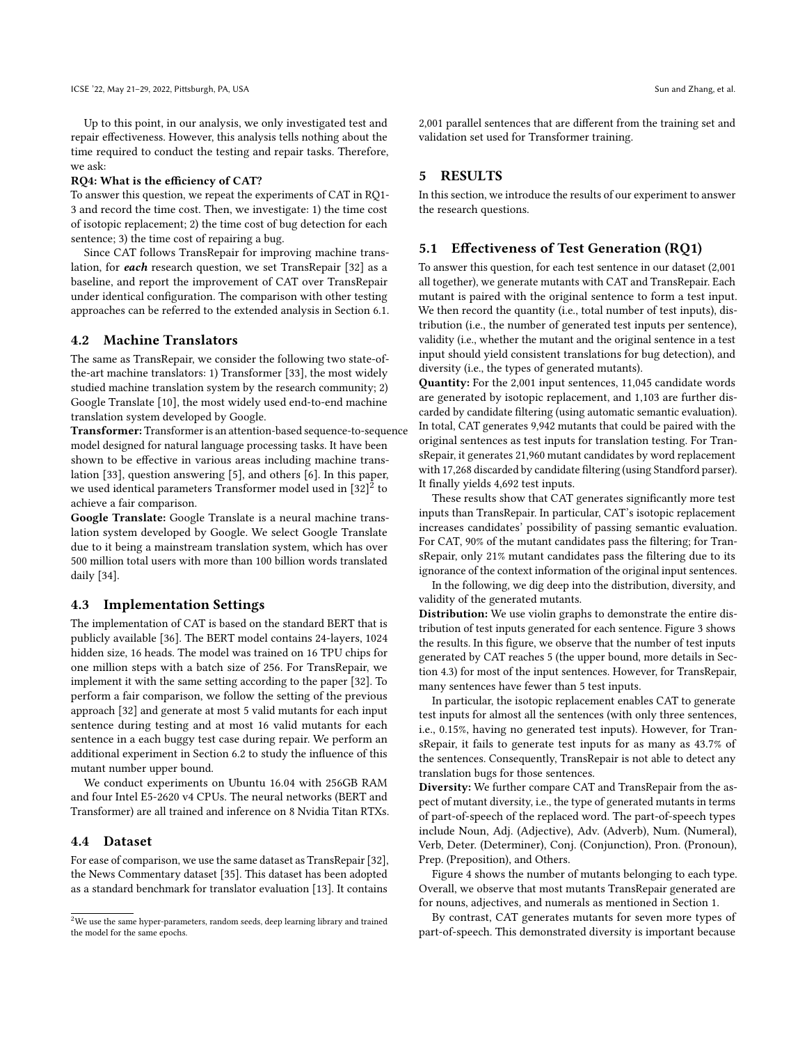Up to this point, in our analysis, we only investigated test and repair effectiveness. However, this analysis tells nothing about the time required to conduct the testing and repair tasks. Therefore, we ask:

**RQ4: What is the efficiency of CAT?**

To answer this question, we repeat the experiments of CAT in RQ1-3 and record the time cost. Then, we investigate: 1) the time cost of isotopic replacement; 2) the time cost of bug detection for each sentence; 3) the time cost of repairing a bug.

Since CAT follows TransRepair for improving machine translation, for ***each*** research question, we set TransRepair [32] as a baseline, and report the improvement of CAT over TransRepair under identical configuration. The comparison with other testing approaches can be referred to the extended analysis in Section 6.1.

## 4.2 Machine Translators

The same as TransRepair, we consider the following two state-of-the-art machine translators: 1) Transformer [33], the most widely studied machine translation system by the research community; 2) Google Translate [10], the most widely used end-to-end machine translation system developed by Google.

**Transformer:** Transformer is an attention-based sequence-to-sequence model designed for natural language processing tasks. It have been shown to be effective in various areas including machine translation [33], question answering [5], and others [6]. In this paper, we used identical parameters Transformer model used in [32][2] to achieve a fair comparison.

**Google Translate:** Google Translate is a neural machine translation system developed by Google. We select Google Translate due to it being a mainstream translation system, which has over 500 million total users with more than 100 billion words translated daily [34].

## 4.3 Implementation Settings

The implementation of CAT is based on the standard BERT that is publicly available [36]. The BERT model contains 24-layers, 1024 hidden size, 16 heads. The model was trained on 16 TPU chips for one million steps with a batch size of 256. For TransRepair, we implement it with the same setting according to the paper [32]. To perform a fair comparison, we follow the setting of the previous approach [32] and generate at most 5 valid mutants for each input sentence during testing and at most 16 valid mutants for each sentence in a each buggy test case during repair. We perform an additional experiment in Section 6.2 to study the influence of this mutant number upper bound.

We conduct experiments on Ubuntu 16.04 with 256GB RAM and four Intel E5-2620 v4 CPUs. The neural networks (BERT and Transformer) are all trained and inference on 8 Nvidia Titan RTXs.

## 4.4 Dataset

For ease of comparison, we use the same dataset as TransRepair [32], the News Commentary dataset [35]. This dataset has been adopted as a standard benchmark for translator evaluation [13]. It contains 2,001 parallel sentences that are different from the training set and validation set used for Transformer training.

[2] We use the same hyper-parameters, random seeds, deep learning library and trained the model for the same epochs.

# 5 RESULTS

In this section, we introduce the results of our experiment to answer the research questions.

## 5.1 Effectiveness of Test Generation (RQ1)

To answer this question, for each test sentence in our dataset (2,001 all together), we generate mutants with CAT and TransRepair. Each mutant is paired with the original sentence to form a test input. We then record the quantity (i.e., total number of test inputs), distribution (i.e., the number of generated test inputs per sentence), validity (i.e., whether the mutant and the original sentence in a test input should yield consistent translations for bug detection), and diversity (i.e., the types of generated mutants).

**Quantity:** For the 2,001 input sentences, 11,045 candidate words are generated by isotopic replacement, and 1,103 are further discarded by candidate filtering (using automatic semantic evaluation). In total, CAT generates 9,942 mutants that could be paired with the original sentences as test inputs for translation testing. For TransRepair, it generates 21,960 mutant candidates by word replacement with 17,268 discarded by candidate filtering (using Standford parser). It finally yields 4,692 test inputs.

These results show that CAT generates significantly more test inputs than TransRepair. In particular, CAT's isotopic replacement increases candidates' possibility of passing semantic evaluation. For CAT, 90% of the mutant candidates pass the filtering; for TransRepair, only 21% mutant candidates pass the filtering due to its ignorance of the context information of the original input sentences.

In the following, we dig deep into the distribution, diversity, and validity of the generated mutants.

**Distribution:** We use violin graphs to demonstrate the entire distribution of test inputs generated for each sentence. Figure 3 shows the results. In this figure, we observe that the number of test inputs generated by CAT reaches 5 (the upper bound, more details in Section 4.3) for most of the input sentences. However, for TransRepair, many sentences have fewer than 5 test inputs.

In particular, the isotopic replacement enables CAT to generate test inputs for almost all the sentences (with only three sentences, i.e., 0.15%, having no generated test inputs). However, for TransRepair, it fails to generate test inputs for as many as 43.7% of the sentences. Consequently, TransRepair is not able to detect any translation bugs for those sentences.

**Diversity:** We further compare CAT and TransRepair from the aspect of mutant diversity, i.e., the type of generated mutants in terms of part-of-speech of the replaced word. The part-of-speech types include Noun, Adj. (Adjective), Adv. (Adverb), Num. (Numeral), Verb, Deter. (Determiner), Conj. (Conjunction), Pron. (Pronoun), Prep. (Preposition), and Others.

Figure 4 shows the number of mutants belonging to each type. Overall, we observe that most mutants TransRepair generated are for nouns, adjectives, and numerals as mentioned in Section 1.

By contrast, CAT generates mutants for seven more types of part-of-speech. This demonstrated diversity is important because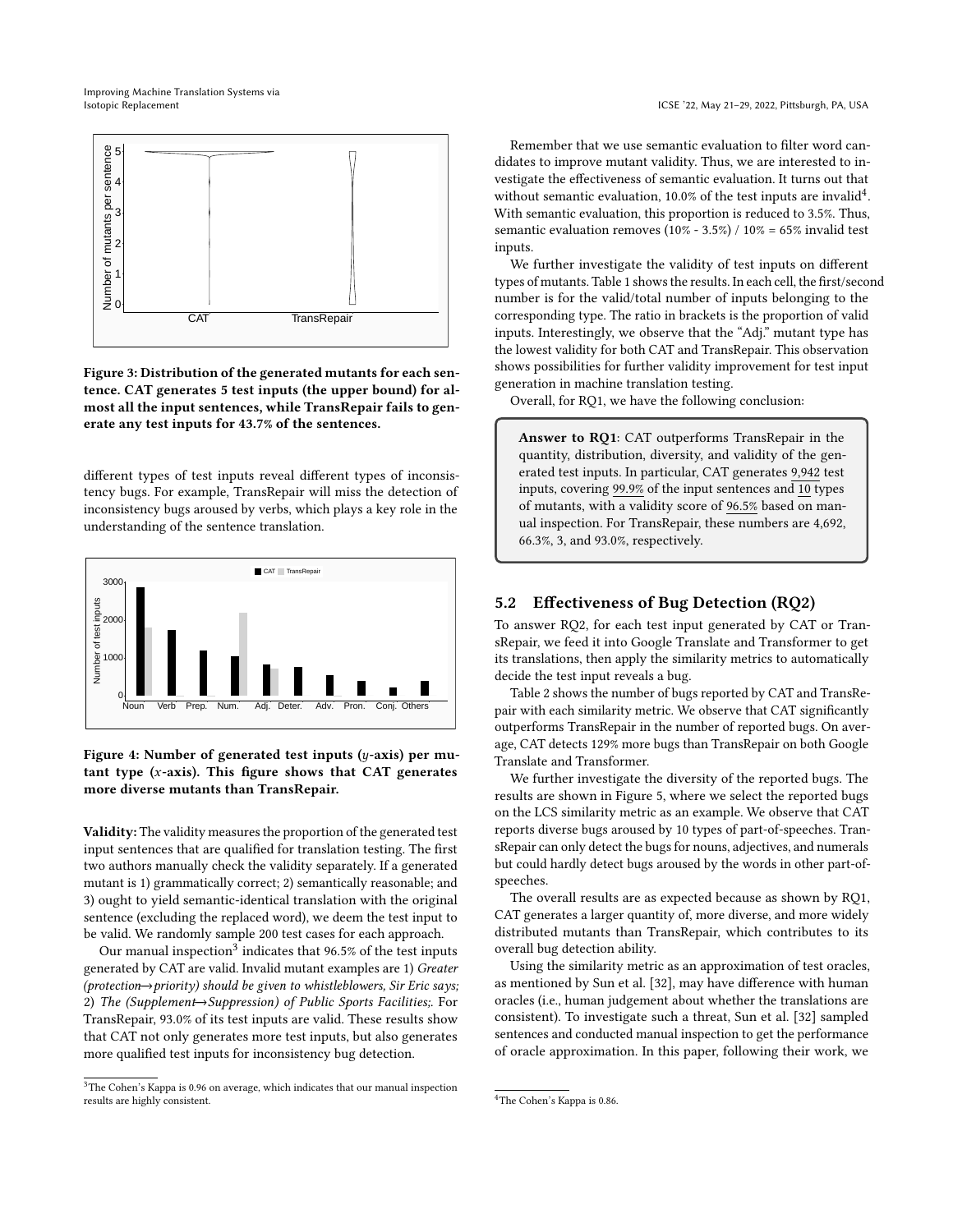Figure 3: Distribution of the generated mutants for each sentence. CAT generates 5 test inputs (the upper bound) for almost all the input sentences, while TransRepair fails to generate any test inputs for 43.7% of the sentences.

different types of test inputs reveal different types of inconsistency bugs. For example, TransRepair will miss the detection of inconsistency bugs aroused by verbs, which plays a key role in the understanding of the sentence translation.

Figure 4: Number of generated test inputs ($y$-axis) per mutant type ($x$-axis). This figure shows that CAT generates more diverse mutants than TransRepair.

**Validity:** The validity measures the proportion of the generated test input sentences that are qualified for translation testing. The first two authors manually check the validity separately. If a generated mutant is 1) grammatically correct; 2) semantically reasonable; and 3) ought to yield semantic-identical translation with the original sentence (excluding the replaced word), we deem the test input to be valid. We randomly sample 200 test cases for each approach.

Our manual inspection[3] indicates that 96.5% of the test inputs generated by CAT are valid. Invalid mutant examples are 1) *Greater (protection→priority) should be given to whistleblowers, Sir Eric says;* 2) *The (Supplement→Suppression) of Public Sports Facilities;*. For TransRepair, 93.0% of its test inputs are valid. These results show that CAT not only generates more test inputs, but also generates more qualified test inputs for inconsistency bug detection.

[3]The Cohen's Kappa is 0.96 on average, which indicates that our manual inspection results are highly consistent.

Remember that we use semantic evaluation to filter word candidates to improve mutant validity. Thus, we are interested to investigate the effectiveness of semantic evaluation. It turns out that without semantic evaluation, 10.0% of the test inputs are invalid[4]. With semantic evaluation, this proportion is reduced to 3.5%. Thus, semantic evaluation removes (10% - 3.5%) / 10% = 65% invalid test inputs.

We further investigate the validity of test inputs on different types of mutants. Table 1 shows the results. In each cell, the first/second number is for the valid/total number of inputs belonging to the corresponding type. The ratio in brackets is the proportion of valid inputs. Interestingly, we observe that the "Adj." mutant type has the lowest validity for both CAT and TransRepair. This observation shows possibilities for further validity improvement for test input generation in machine translation testing.

Overall, for RQ1, we have the following conclusion:

> **Answer to RQ1**: CAT outperforms TransRepair in the quantity, distribution, diversity, and validity of the generated test inputs. In particular, CAT generates 9,942 test inputs, covering 99.9% of the input sentences and 10 types of mutants, with a validity score of 96.5% based on manual inspection. For TransRepair, these numbers are 4,692, 66.3%, 3, and 93.0%, respectively.

## 5.2 Effectiveness of Bug Detection (RQ2)

To answer RQ2, for each test input generated by CAT or TransRepair, we feed it into Google Translate and Transformer to get its translations, then apply the similarity metrics to automatically decide the test input reveals a bug.

Table 2 shows the number of bugs reported by CAT and TransRepair with each similarity metric. We observe that CAT significantly outperforms TransRepair in the number of reported bugs. On average, CAT detects 129% more bugs than TransRepair on both Google Translate and Transformer.

We further investigate the diversity of the reported bugs. The results are shown in Figure 5, where we select the reported bugs on the LCS similarity metric as an example. We observe that CAT reports diverse bugs aroused by 10 types of part-of-speeches. TransRepair can only detect the bugs for nouns, adjectives, and numerals but could hardly detect bugs aroused by the words in other part-of-speeches.

The overall results are as expected because as shown by RQ1, CAT generates a larger quantity of, more diverse, and more widely distributed mutants than TransRepair, which contributes to its overall bug detection ability.

Using the similarity metric as an approximation of test oracles, as mentioned by Sun et al. [32], may have difference with human oracles (i.e., human judgement about whether the translations are consistent). To investigate such a threat, Sun et al. [32] sampled sentences and conducted manual inspection to get the performance of oracle approximation. In this paper, following their work, we

[4]The Cohen's Kappa is 0.86.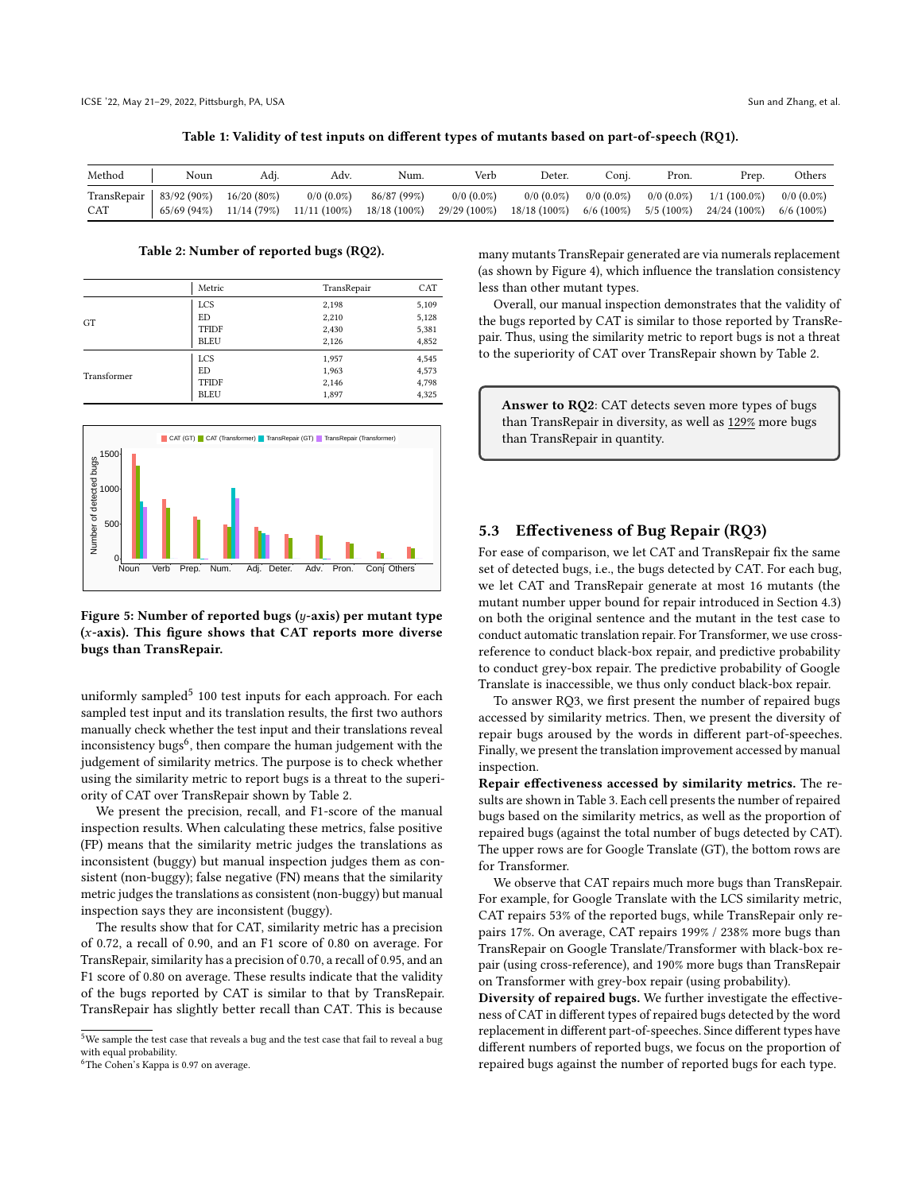Table 1: Validity of test inputs on different types of mutants based on part-of-speech (RQ1).

| Method | Noun | Adj. | Adv. | Num. | Verb | Deter. | Conj. | Pron. | Prep. | Others |
|---|---|---|---|---|---|---|---|---|---|---|
| TransRepair | 83/92 (90%) | 16/20 (80%) | 0/0 (0.0%) | 86/87 (99%) | 0/0 (0.0%) | 0/0 (0.0%) | 0/0 (0.0%) | 0/0 (0.0%) | 1/1 (100.0%) | 0/0 (0.0%) |
| CAT | 65/69 (94%) | 11/14 (79%) | 11/11 (100%) | 18/18 (100%) | 29/29 (100%) | 18/18 (100%) | 6/6 (100%) | 5/5 (100%) | 24/24 (100%) | 6/6 (100%) |

Table 2: Number of reported bugs (RQ2).

| | Metric | TransRepair | CAT |
|---|---|---|---|
| GT | LCS | 2,198 | 5,109 |
| | ED | 2,210 | 5,128 |
| | TFIDF | 2,430 | 5,381 |
| | BLEU | 2,126 | 4,852 |
| Transformer | LCS | 1,957 | 4,545 |
| | ED | 1,963 | 4,573 |
| | TFIDF | 2,146 | 4,798 |
| | BLEU | 1,897 | 4,325 |

Figure 5: Number of reported bugs ($y$-axis) per mutant type ($x$-axis). This figure shows that CAT reports more diverse bugs than TransRepair.

uniformly sampled[5] 100 test inputs for each approach. For each sampled test input and its translation results, the first two authors manually check whether the test input and their translations reveal inconsistency bugs[6], then compare the human judgement with the judgement of similarity metrics. The purpose is to check whether using the similarity metric to report bugs is a threat to the superiority of CAT over TransRepair shown by Table 2.

We present the precision, recall, and F1-score of the manual inspection results. When calculating these metrics, false positive (FP) means that the similarity metric judges the translations as inconsistent (buggy) but manual inspection judges them as consistent (non-buggy); false negative (FN) means that the similarity metric judges the translations as consistent (non-buggy) but manual inspection says they are inconsistent (buggy).

The results show that for CAT, similarity metric has a precision of 0.72, a recall of 0.90, and an F1 score of 0.80 on average. For TransRepair, similarity has a precision of 0.70, a recall of 0.95, and an F1 score of 0.80 on average. These results indicate that the validity of the bugs reported by CAT is similar to that by TransRepair. TransRepair has slightly better recall than CAT. This is because many mutants TransRepair generated are via numerals replacement (as shown by Figure 4), which influence the translation consistency less than other mutant types.

Overall, our manual inspection demonstrates that the validity of the bugs reported by CAT is similar to those reported by TransRepair. Thus, using the similarity metric to report bugs is not a threat to the superiority of CAT over TransRepair shown by Table 2.

**Answer to RQ2**: CAT detects seven more types of bugs than TransRepair in diversity, as well as 129% more bugs than TransRepair in quantity.

## 5.3 Effectiveness of Bug Repair (RQ3)

For ease of comparison, we let CAT and TransRepair fix the same set of detected bugs, i.e., the bugs detected by CAT. For each bug, we let CAT and TransRepair generate at most 16 mutants (the mutant number upper bound for repair introduced in Section 4.3) on both the original sentence and the mutant in the test case to conduct automatic translation repair. For Transformer, we use cross-reference to conduct black-box repair, and predictive probability to conduct grey-box repair. The predictive probability of Google Translate is inaccessible, we thus only conduct black-box repair.

To answer RQ3, we first present the number of repaired bugs accessed by similarity metrics. Then, we present the diversity of repair bugs aroused by the words in different part-of-speeches. Finally, we present the translation improvement accessed by manual inspection.

**Repair effectiveness accessed by similarity metrics.** The results are shown in Table 3. Each cell presents the number of repaired bugs based on the similarity metrics, as well as the proportion of repaired bugs (against the total number of bugs detected by CAT). The upper rows are for Google Translate (GT), the bottom rows are for Transformer.

We observe that CAT repairs much more bugs than TransRepair. For example, for Google Translate with the LCS similarity metric, CAT repairs 53% of the reported bugs, while TransRepair only repairs 17%. On average, CAT repairs 199% / 238% more bugs than TransRepair on Google Translate/Transformer with black-box repair (using cross-reference), and 190% more bugs than TransRepair on Transformer with grey-box repair (using probability).

**Diversity of repaired bugs.** We further investigate the effectiveness of CAT in different types of repaired bugs detected by the word replacement in different part-of-speeches. Since different types have different numbers of reported bugs, we focus on the proportion of repaired bugs against the number of reported bugs for each type.

[5] We sample the test case that reveals a bug and the test case that fail to reveal a bug with equal probability.

[6] The Cohen's Kappa is 0.97 on average.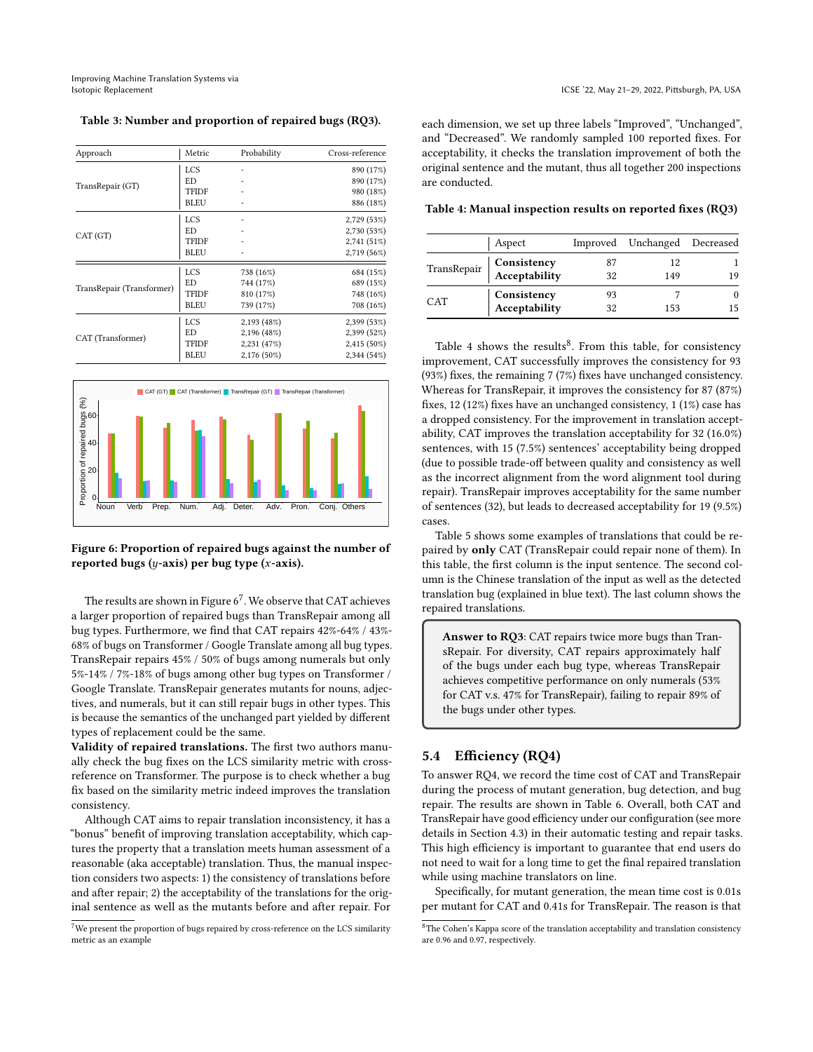**Table 3: Number and proportion of repaired bugs (RQ3).**

| Approach | Metric | Probability | Cross-reference |
|---|---|---|---|
| TransRepair (GT) | LCS | - | 890 (17%) |
| | ED | - | 890 (17%) |
| | TFIDF | - | 980 (18%) |
| | BLEU | - | 886 (18%) |
| CAT (GT) | LCS | - | 2,729 (53%) |
| | ED | - | 2,730 (53%) |
| | TFIDF | - | 2,741 (51%) |
| | BLEU | - | 2,719 (56%) |
| TransRepair (Transformer) | LCS | 738 (16%) | 684 (15%) |
| | ED | 744 (17%) | 689 (15%) |
| | TFIDF | 810 (17%) | 748 (16%) |
| | BLEU | 739 (17%) | 708 (16%) |
| CAT (Transformer) | LCS | 2,193 (48%) | 2,399 (53%) |
| | ED | 2,196 (48%) | 2,399 (52%) |
| | TFIDF | 2,231 (47%) | 2,415 (50%) |
| | BLEU | 2,176 (50%) | 2,344 (54%) |

**Figure 6: Proportion of repaired bugs against the number of reported bugs ($y$-axis) per bug type ($x$-axis).**

The results are shown in Figure 6[7]. We observe that CAT achieves a larger proportion of repaired bugs than TransRepair among all bug types. Furthermore, we find that CAT repairs 42%-64% / 43%-68% of bugs on Transformer / Google Translate among all bug types. TransRepair repairs 45% / 50% of bugs among numerals but only 5%-14% / 7%-18% of bugs among other bug types on Transformer / Google Translate. TransRepair generates mutants for nouns, adjectives, and numerals, but it can still repair bugs in other types. This is because the semantics of the unchanged part yielded by different types of replacement could be the same.

**Validity of repaired translations.** The first two authors manually check the bug fixes on the LCS similarity metric with cross-reference on Transformer. The purpose is to check whether a bug fix based on the similarity metric indeed improves the translation consistency.

Although CAT aims to repair translation inconsistency, it has a "bonus" benefit of improving translation acceptability, which captures the property that a translation meets human assessment of a reasonable (aka acceptable) translation. Thus, the manual inspection considers two aspects: 1) the consistency of translations before and after repair; 2) the acceptability of the translations for the original sentence as well as the mutants before and after repair. For each dimension, we set up three labels "Improved", "Unchanged", and "Decreased". We randomly sampled 100 reported fixes. For acceptability, it checks the translation improvement of both the original sentence and the mutant, thus all together 200 inspections are conducted.

[7] We present the proportion of bugs repaired by cross-reference on the LCS similarity metric as an example

**Table 4: Manual inspection results on reported fixes (RQ3)**

| | Aspect | Improved | Unchanged | Decreased |
|---|---|---|---|---|
| TransRepair | **Consistency** | 87 | 12 | 1 |
| | **Acceptability** | 32 | 149 | 19 |
| CAT | **Consistency** | 93 | 7 | 0 |
| | **Acceptability** | 32 | 153 | 15 |

Table 4 shows the results[8]. From this table, for consistency improvement, CAT successfully improves the consistency for 93 (93%) fixes, the remaining 7 (7%) fixes have unchanged consistency. Whereas for TransRepair, it improves the consistency for 87 (87%) fixes, 12 (12%) fixes have an unchanged consistency, 1 (1%) case has a dropped consistency. For the improvement in translation acceptability, CAT improves the translation acceptability for 32 (16.0%) sentences, with 15 (7.5%) sentences' acceptability being dropped (due to possible trade-off between quality and consistency as well as the incorrect alignment from the word alignment tool during repair). TransRepair improves acceptability for the same number of sentences (32), but leads to decreased acceptability for 19 (9.5%) cases.

Table 5 shows some examples of translations that could be repaired by **only** CAT (TransRepair could repair none of them). In this table, the first column is the input sentence. The second column is the Chinese translation of the input as well as the detected translation bug (explained in blue text). The last column shows the repaired translations.

> **Answer to RQ3**: CAT repairs twice more bugs than TransRepair. For diversity, CAT repairs approximately half of the bugs under each bug type, whereas TransRepair achieves competitive performance on only numerals (53% for CAT v.s. 47% for TransRepair), failing to repair 89% of the bugs under other types.

## 5.4 Efficiency (RQ4)

To answer RQ4, we record the time cost of CAT and TransRepair during the process of mutant generation, bug detection, and bug repair. The results are shown in Table 6. Overall, both CAT and TransRepair have good efficiency under our configuration (see more details in Section 4.3) in their automatic testing and repair tasks. This high efficiency is important to guarantee that end users do not need to wait for a long time to get the final repaired translation while using machine translators on line.

Specifically, for mutant generation, the mean time cost is 0.01s per mutant for CAT and 0.41s for TransRepair. The reason is that

[8] The Cohen's Kappa score of the translation acceptability and translation consistency are 0.96 and 0.97, respectively.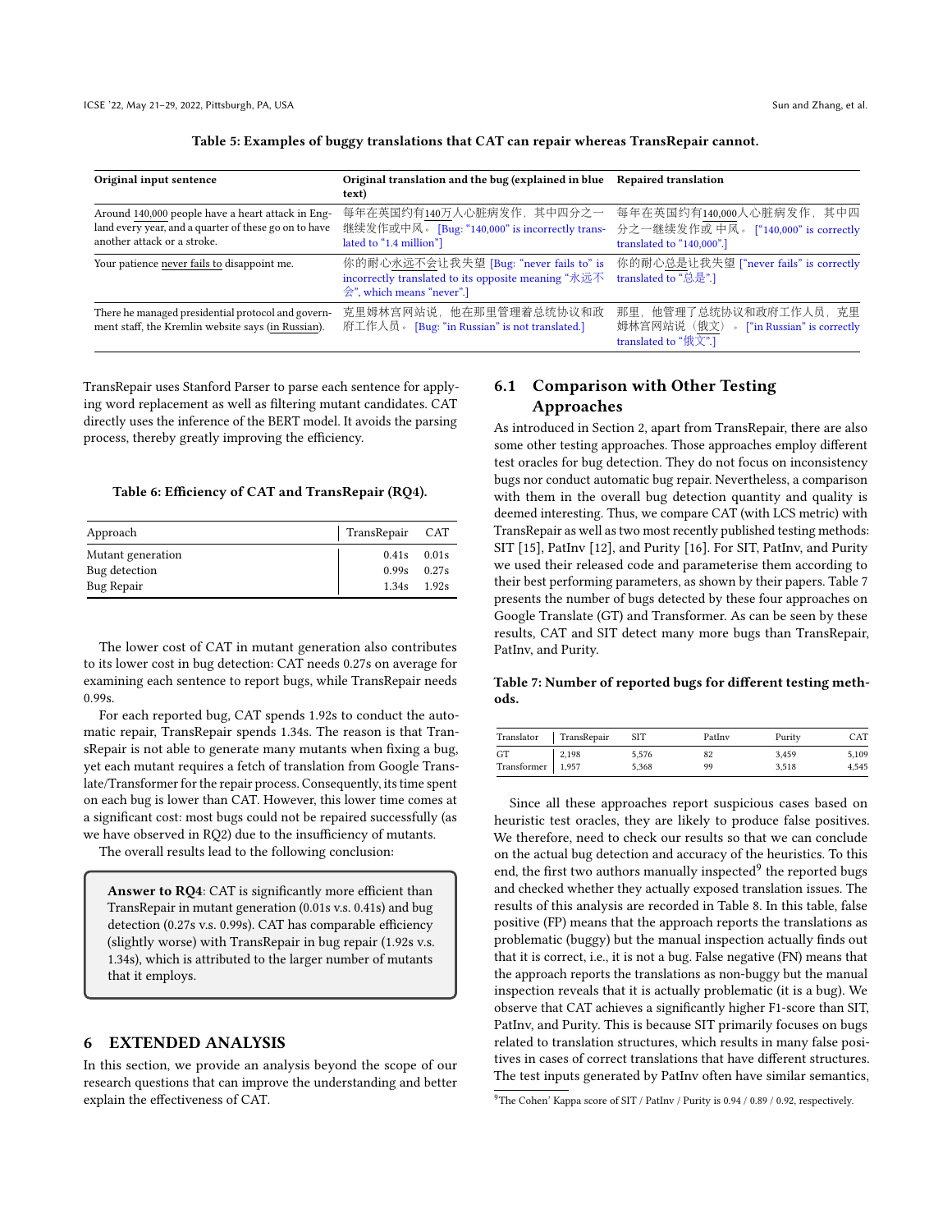Table 5: Examples of buggy translations that CAT can repair whereas TransRepair cannot.

| Original input sentence | Original translation and the bug (explained in blue text) | Repaired translation |
|---|---|---|
| Around 140,000 people have a heart attack in England every year, and a quarter of these go on to have another attack or a stroke. | 每年在英国约有140万人心脏病发作，其中四分之一继续发作或中风。 [Bug: "140,000" is incorrectly translated to "1.4 million"] | 每年在英国约有140,000人心脏病发作，其中四分之一继续发作或 中风。 ["140,000" is correctly translated to "140,000".] |
| Your patience never fails to disappoint me. | 你的耐心永远不会让我失望 [Bug: "never fails to" is incorrectly translated to its opposite meaning "永远不会", which means "never".] | 你的耐心总是让我失望 ["never fails" is correctly translated to "总是".] |
| There he managed presidential protocol and government staff, the Kremlin website says (in Russian). | 克里姆林宫网站说，他在那里管理着总统协议和政府工作人员。 [Bug: "in Russian" is not translated.] | 那里，他管理了总统协议和政府工作人员，克里姆林宫网站说（俄文）。 ["in Russian" is correctly translated to "俄文".] |

TransRepair uses Stanford Parser to parse each sentence for applying word replacement as well as filtering mutant candidates. CAT directly uses the inference of the BERT model. It avoids the parsing process, thereby greatly improving the efficiency.

Table 6: Efficiency of CAT and TransRepair (RQ4).

| Approach | TransRepair | CAT |
|---|---|---|
| Mutant generation | 0.41s | 0.01s |
| Bug detection | 0.99s | 0.27s |
| Bug Repair | 1.34s | 1.92s |

The lower cost of CAT in mutant generation also contributes to its lower cost in bug detection: CAT needs 0.27s on average for examining each sentence to report bugs, while TransRepair needs 0.99s.

For each reported bug, CAT spends 1.92s to conduct the automatic repair, TransRepair spends 1.34s. The reason is that TransRepair is not able to generate many mutants when fixing a bug, yet each mutant requires a fetch of translation from Google Translate/Transformer for the repair process. Consequently, its time spent on each bug is lower than CAT. However, this lower time comes at a significant cost: most bugs could not be repaired successfully (as we have observed in RQ2) due to the insufficiency of mutants.

The overall results lead to the following conclusion:

> **Answer to RQ4**: CAT is significantly more efficient than TransRepair in mutant generation (0.01s v.s. 0.41s) and bug detection (0.27s v.s. 0.99s). CAT has comparable efficiency (slightly worse) with TransRepair in bug repair (1.92s v.s. 1.34s), which is attributed to the larger number of mutants that it employs.

## 6 EXTENDED ANALYSIS

In this section, we provide an analysis beyond the scope of our research questions that can improve the understanding and better explain the effectiveness of CAT.

### 6.1 Comparison with Other Testing Approaches

As introduced in Section 2, apart from TransRepair, there are also some other testing approaches. Those approaches employ different test oracles for bug detection. They do not focus on inconsistency bugs nor conduct automatic bug repair. Nevertheless, a comparison with them in the overall bug detection quantity and quality is deemed interesting. Thus, we compare CAT (with LCS metric) with TransRepair as well as two most recently published testing methods: SIT [15], PatInv [12], and Purity [16]. For SIT, PatInv, and Purity we used their released code and parameterise them according to their best performing parameters, as shown by their papers. Table 7 presents the number of bugs detected by these four approaches on Google Translate (GT) and Transformer. As can be seen by these results, CAT and SIT detect many more bugs than TransRepair, PatInv, and Purity.

Table 7: Number of reported bugs for different testing methods.

| Translator | TransRepair | SIT | PatInv | Purity | CAT |
|---|---|---|---|---|---|
| GT | 2,198 | 5,576 | 82 | 3,459 | 5,109 |
| Transformer | 1,957 | 5,368 | 99 | 3,518 | 4,545 |

Since all these approaches report suspicious cases based on heuristic test oracles, they are likely to produce false positives. We therefore, need to check our results so that we can conclude on the actual bug detection and accuracy of the heuristics. To this end, the first two authors manually inspected[9] the reported bugs and checked whether they actually exposed translation issues. The results of this analysis are recorded in Table 8. In this table, false positive (FP) means that the approach reports the translations as problematic (buggy) but the manual inspection actually finds out that it is correct, i.e., it is not a bug. False negative (FN) means that the approach reports the translations as non-buggy but the manual inspection reveals that it is actually problematic (it is a bug). We observe that CAT achieves a significantly higher F1-score than SIT, PatInv, and Purity. This is because SIT primarily focuses on bugs related to translation structures, which results in many false positives in cases of correct translations that have different structures. The test inputs generated by PatInv often have similar semantics,

[9] The Cohen' Kappa score of SIT / PatInv / Purity is 0.94 / 0.89 / 0.92, respectively.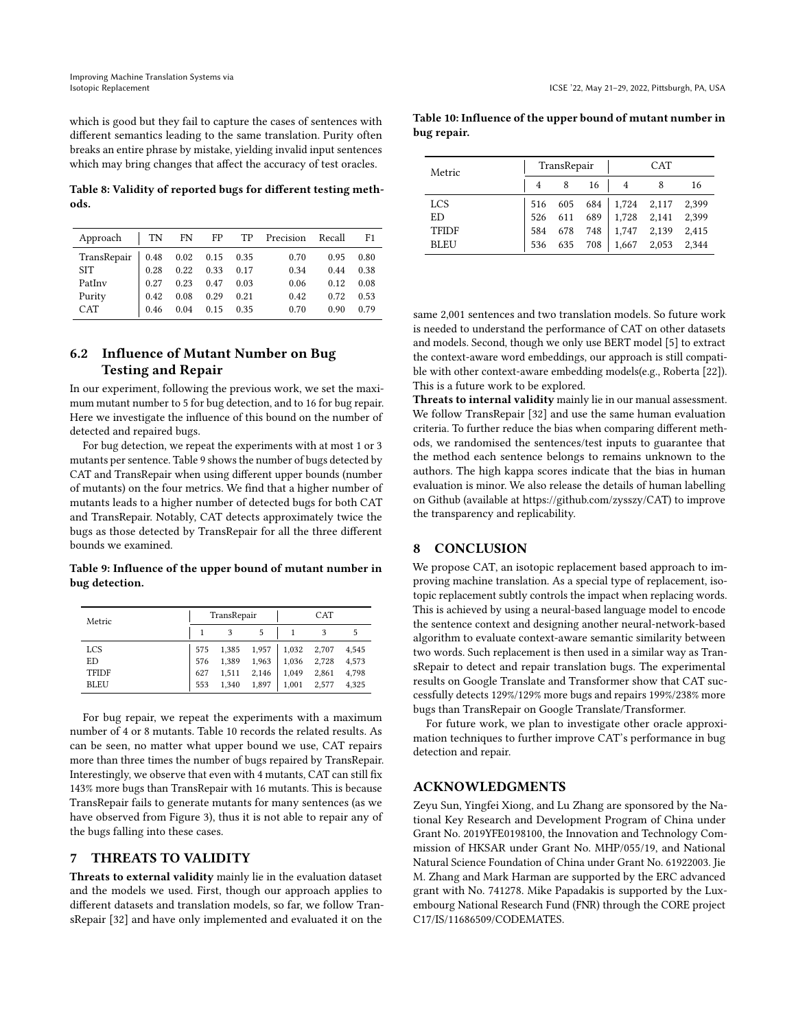which is good but they fail to capture the cases of sentences with different semantics leading to the same translation. Purity often breaks an entire phrase by mistake, yielding invalid input sentences which may bring changes that affect the accuracy of test oracles.

**Table 8: Validity of reported bugs for different testing methods.**

| Approach | TN | FN | FP | TP | Precision | Recall | F1 |
|---|---|---|---|---|---|---|---|
| TransRepair | 0.48 | 0.02 | 0.15 | 0.35 | 0.70 | 0.95 | 0.80 |
| SIT | 0.28 | 0.22 | 0.33 | 0.17 | 0.34 | 0.44 | 0.38 |
| PatInv | 0.27 | 0.23 | 0.47 | 0.03 | 0.06 | 0.12 | 0.08 |
| Purity | 0.42 | 0.08 | 0.29 | 0.21 | 0.42 | 0.72 | 0.53 |
| CAT | 0.46 | 0.04 | 0.15 | 0.35 | 0.70 | 0.90 | 0.79 |

## 6.2 Influence of Mutant Number on Bug Testing and Repair

In our experiment, following the previous work, we set the maximum mutant number to 5 for bug detection, and to 16 for bug repair. Here we investigate the influence of this bound on the number of detected and repaired bugs.

For bug detection, we repeat the experiments with at most 1 or 3 mutants per sentence. Table 9 shows the number of bugs detected by CAT and TransRepair when using different upper bounds (number of mutants) on the four metrics. We find that a higher number of mutants leads to a higher number of detected bugs for both CAT and TransRepair. Notably, CAT detects approximately twice the bugs as those detected by TransRepair for all the three different bounds we examined.

**Table 9: Influence of the upper bound of mutant number in bug detection.**

| Metric | TransRepair | | | CAT | | |
|---|---|---|---|---|---|---|
| | 1 | 3 | 5 | 1 | 3 | 5 |
| LCS | 575 | 1,385 | 1,957 | 1,032 | 2,707 | 4,545 |
| ED | 576 | 1,389 | 1,963 | 1,036 | 2,728 | 4,573 |
| TFIDF | 627 | 1,511 | 2,146 | 1,049 | 2,861 | 4,798 |
| BLEU | 553 | 1,340 | 1,897 | 1,001 | 2,577 | 4,325 |

For bug repair, we repeat the experiments with a maximum number of 4 or 8 mutants. Table 10 records the related results. As can be seen, no matter what upper bound we use, CAT repairs more than three times the number of bugs repaired by TransRepair. Interestingly, we observe that even with 4 mutants, CAT can still fix 143% more bugs than TransRepair with 16 mutants. This is because TransRepair fails to generate mutants for many sentences (as we have observed from Figure 3), thus it is not able to repair any of the bugs falling into these cases.

**Table 10: Influence of the upper bound of mutant number in bug repair.**

| Metric | TransRepair | | | CAT | | |
|---|---|---|---|---|---|---|
| | 4 | 8 | 16 | 4 | 8 | 16 |
| LCS | 516 | 605 | 684 | 1,724 | 2,117 | 2,399 |
| ED | 526 | 611 | 689 | 1,728 | 2,141 | 2,399 |
| TFIDF | 584 | 678 | 748 | 1,747 | 2,139 | 2,415 |
| BLEU | 536 | 635 | 708 | 1,667 | 2,053 | 2,344 |

## 7 THREATS TO VALIDITY

**Threats to external validity** mainly lie in the evaluation dataset and the models we used. First, though our approach applies to different datasets and translation models, so far, we follow TransRepair [32] and have only implemented and evaluated it on the same 2,001 sentences and two translation models. So future work is needed to understand the performance of CAT on other datasets and models. Second, though we only use BERT model [5] to extract the context-aware word embeddings, our approach is still compatible with other context-aware embedding models(e.g., Roberta [22]). This is a future work to be explored.

**Threats to internal validity** mainly lie in our manual assessment. We follow TransRepair [32] and use the same human evaluation criteria. To further reduce the bias when comparing different methods, we randomised the sentences/test inputs to guarantee that the method each sentence belongs to remains unknown to the authors. The high kappa scores indicate that the bias in human evaluation is minor. We also release the details of human labelling on Github (available at https://github.com/zysszy/CAT) to improve the transparency and replicability.

## 8 CONCLUSION

We propose CAT, an isotopic replacement based approach to improving machine translation. As a special type of replacement, isotopic replacement subtly controls the impact when replacing words. This is achieved by using a neural-based language model to encode the sentence context and designing another neural-network-based algorithm to evaluate context-aware semantic similarity between two words. Such replacement is then used in a similar way as TransRepair to detect and repair translation bugs. The experimental results on Google Translate and Transformer show that CAT successfully detects 129%/129% more bugs and repairs 199%/238% more bugs than TransRepair on Google Translate/Transformer.

For future work, we plan to investigate other oracle approximation techniques to further improve CAT's performance in bug detection and repair.

## ACKNOWLEDGMENTS

Zeyu Sun, Yingfei Xiong, and Lu Zhang are sponsored by the National Key Research and Development Program of China under Grant No. 2019YFE0198100, the Innovation and Technology Commission of HKSAR under Grant No. MHP/055/19, and National Natural Science Foundation of China under Grant No. 61922003. Jie M. Zhang and Mark Harman are supported by the ERC advanced grant with No. 741278. Mike Papadakis is supported by the Luxembourg National Research Fund (FNR) through the CORE project C17/IS/11686509/CODEMATES.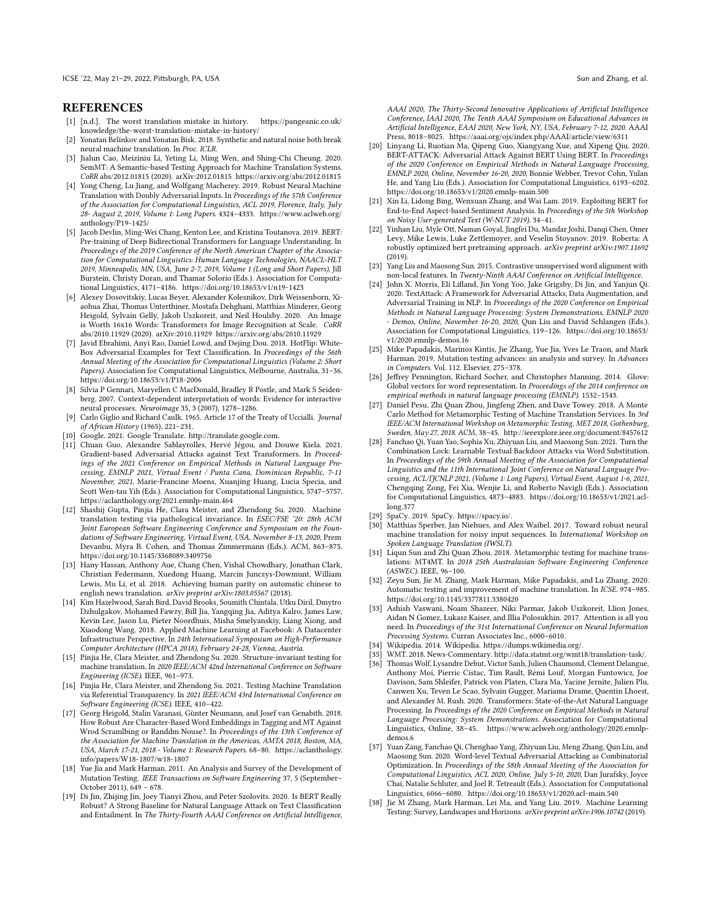## REFERENCES

- [1] [n.d.]. The worst translation mistake in history. https://pangeanic.co.uk/knowledge/the-worst-translation-mistake-in-history/
- [2] Yonatan Belinkov and Yonatan Bisk. 2018. Synthetic and natural noise both break neural machine translation. In *Proc. ICLR*.
- [3] Jialun Cao, Meiziniu Li, Yeting Li, Ming Wen, and Shing-Chi Cheung. 2020. SemMT: A Semantic-based Testing Approach for Machine Translation Systems. *CoRR* abs/2012.01815 (2020). arXiv:2012.01815 https://arxiv.org/abs/2012.01815
- [4] Yong Cheng, Lu Jiang, and Wolfgang Macherey. 2019. Robust Neural Machine Translation with Doubly Adversarial Inputs. In *Proceedings of the 57th Conference of the Association for Computational Linguistics, ACL 2019, Florence, Italy, July 28- August 2, 2019, Volume 1: Long Papers*. 4324–4333. https://www.aclweb.org/anthology/P19-1425/
- [5] Jacob Devlin, Ming-Wei Chang, Kenton Lee, and Kristina Toutanova. 2019. BERT: Pre-training of Deep Bidirectional Transformers for Language Understanding. In *Proceedings of the 2019 Conference of the North American Chapter of the Association for Computational Linguistics: Human Language Technologies, NAACL-HLT 2019, Minneapolis, MN, USA, June 2-7, 2019, Volume 1 (Long and Short Papers)*, Jill Burstein, Christy Doran, and Thamar Solorio (Eds.). Association for Computational Linguistics, 4171–4186. https://doi.org/10.18653/v1/n19-1423
- [6] Alexey Dosovitskiy, Lucas Beyer, Alexander Kolesnikov, Dirk Weissenborn, Xiaohua Zhai, Thomas Unterthiner, Mostafa Dehghani, Matthias Minderer, Georg Heigold, Sylvain Gelly, Jakob Uszkoreit, and Neil Houlsby. 2020. An Image is Worth 16x16 Words: Transformers for Image Recognition at Scale. *CoRR* abs/2010.11929 (2020). arXiv:2010.11929 https://arxiv.org/abs/2010.11929
- [7] Javid Ebrahimi, Anyi Rao, Daniel Lowd, and Dejing Dou. 2018. HotFlip: White-Box Adversarial Examples for Text Classification. In *Proceedings of the 56th Annual Meeting of the Association for Computational Linguistics (Volume 2: Short Papers)*. Association for Computational Linguistics, Melbourne, Australia, 31–36. https://doi.org/10.18653/v1/P18-2006
- [8] Silvia P Gennari, Maryellen C MacDonald, Bradley R Postle, and Mark S Seidenberg. 2007. Context-dependent interpretation of words: Evidence for interactive neural processes. *Neuroimage* 35, 3 (2007), 1278–1286.
- [9] Carlo Giglio and Richard Caulk. 1965. Article 17 of the Treaty of Uccialli. *Journal of African History* (1965), 221–231.
- [10] Google. 2021. Google Translate. http://translate.google.com.
- [11] Chuan Guo, Alexandre Sablayrolles, Hervé Jégou, and Douwe Kiela. 2021. Gradient-based Adversarial Attacks against Text Transformers. In *Proceedings of the 2021 Conference on Empirical Methods in Natural Language Processing, EMNLP 2021, Virtual Event / Punta Cana, Dominican Republic, 7-11 November, 2021*, Marie-Francine Moens, Xuanjing Huang, Lucia Specia, and Scott Wen-tau Yih (Eds.). Association for Computational Linguistics, 5747–5757. https://aclanthology.org/2021.emnlp-main.464
- [12] Shashij Gupta, Pinjia He, Clara Meister, and Zhendong Su. 2020. Machine translation testing via pathological invariance. In *ESEC/FSE '20: 28th ACM Joint European Software Engineering Conference and Symposium on the Foundations of Software Engineering, Virtual Event, USA, November 8-13, 2020*, Prem Devanbu, Myra B. Cohen, and Thomas Zimmermann (Eds.). ACM, 863–875. https://doi.org/10.1145/3368089.3409756
- [13] Hany Hassan, Anthony Aue, Chang Chen, Vishal Chowdhary, Jonathan Clark, Christian Federmann, Xuedong Huang, Marcin Junczys-Dowmunt, William Lewis, Mu Li, et al. 2018. Achieving human parity on automatic chinese to english news translation. *arXiv preprint arXiv:1803.05567* (2018).
- [14] Kim Hazelwood, Sarah Bird, David Brooks, Soumith Chintala, Utku Diril, Dmytro Dzhulgakov, Mohamed Fawzy, Bill Jia, Yangqing Jia, Aditya Kalro, James Law, Kevin Lee, Jason Lu, Pieter Noordhuis, Misha Smelyanskiy, Liang Xiong, and Xiaodong Wang. 2018. Applied Machine Learning at Facebook: A Datacenter Infrastructure Perspective. In *24th International Symposium on High-Performance Computer Architecture (HPCA 2018), February 24-28, Vienna, Austria*.
- [15] Pinjia He, Clara Meister, and Zhendong Su. 2020. Structure-invariant testing for machine translation. In *2020 IEEE/ACM 42nd International Conference on Software Engineering (ICSE)*. IEEE, 961–973.
- [16] Pinjia He, Clara Meister, and Zhendong Su. 2021. Testing Machine Translation via Referential Transparency. In *2021 IEEE/ACM 43rd International Conference on Software Engineering (ICSE)*. IEEE, 410–422.
- [17] Georg Heigold, Stalin Varanasi, Günter Neumann, and Josef van Genabith. 2018. How Robust Are Character-Based Word Embeddings in Tagging and MT Against Wrod Scramlbing or Randdm Nouse?. In *Proceedings of the 13th Conference of the Association for Machine Translation in the Americas, AMTA 2018, Boston, MA, USA, March 17-21, 2018 - Volume 1: Research Papers*. 68–80. https://aclanthology.info/papers/W18-1807/w18-1807
- [18] Yue Jia and Mark Harman. 2011. An Analysis and Survey of the Development of Mutation Testing. *IEEE Transactions on Software Engineering* 37, 5 (September–October 2011), 649 – 678.
- [19] Di Jin, Zhijing Jin, Joey Tianyi Zhou, and Peter Szolovits. 2020. Is BERT Really Robust? A Strong Baseline for Natural Language Attack on Text Classification and Entailment. In *The Thirty-Fourth AAAI Conference on Artificial Intelligence, AAAI 2020, The Thirty-Second Innovative Applications of Artificial Intelligence Conference, IAAI 2020, The Tenth AAAI Symposium on Educational Advances in Artificial Intelligence, EAAI 2020, New York, NY, USA, February 7-12, 2020*. AAAI Press, 8018–8025. https://aaai.org/ojs/index.php/AAAI/article/view/6311
- [20] Linyang Li, Ruotian Ma, Qipeng Guo, Xiangyang Xue, and Xipeng Qiu. 2020. BERT-ATTACK: Adversarial Attack Against BERT Using BERT. In *Proceedings of the 2020 Conference on Empirical Methods in Natural Language Processing, EMNLP 2020, Online, November 16-20, 2020*, Bonnie Webber, Trevor Cohn, Yulan He, and Yang Liu (Eds.). Association for Computational Linguistics, 6193–6202. https://doi.org/10.18653/v1/2020.emnlp-main.500
- [21] Xin Li, Lidong Bing, Wenxuan Zhang, and Wai Lam. 2019. Exploiting BERT for End-to-End Aspect-based Sentiment Analysis. In *Proceedings of the 5th Workshop on Noisy User-generated Text (W-NUT 2019)*. 34–41.
- [22] Yinhan Liu, Myle Ott, Naman Goyal, Jingfei Du, Mandar Joshi, Danqi Chen, Omer Levy, Mike Lewis, Luke Zettlemoyer, and Veselin Stoyanov. 2019. Roberta: A robustly optimized bert pretraining approach. *arXiv preprint arXiv:1907.11692* (2019).
- [23] Yang Liu and Maosong Sun. 2015. Contrastive unsupervised word alignment with non-local features. In *Twenty-Ninth AAAI Conference on Artificial Intelligence*.
- [24] John X. Morris, Eli Lifland, Jin Yong Yoo, Jake Grigsby, Di Jin, and Yanjun Qi. 2020. TextAttack: A Framework for Adversarial Attacks, Data Augmentation, and Adversarial Training in NLP. In *Proceedings of the 2020 Conference on Empirical Methods in Natural Language Processing: System Demonstrations, EMNLP 2020 - Demos, Online, November 16-20, 2020*, Qun Liu and David Schlangen (Eds.). Association for Computational Linguistics, 119–126. https://doi.org/10.18653/v1/2020.emnlp-demos.16
- [25] Mike Papadakis, Marinos Kintis, Jie Zhang, Yue Jia, Yves Le Traon, and Mark Harman. 2019. Mutation testing advances: an analysis and survey. In *Advances in Computers*. Vol. 112. Elsevier, 275–378.
- [26] Jeffrey Pennington, Richard Socher, and Christopher Manning. 2014. Glove: Global vectors for word representation. In *Proceedings of the 2014 conference on empirical methods in natural language processing (EMNLP)*. 1532–1543.
- [27] Daniel Pesu, Zhi Quan Zhou, Jingfeng Zhen, and Dave Towey. 2018. A Monte Carlo Method for Metamorphic Testing of Machine Translation Services. In *3rd IEEE/ACM International Workshop on Metamorphic Testing, MET 2018, Gothenburg, Sweden, May 27, 2018*. ACM, 38–45. http://ieeexplore.ieee.org/document/8457612
- [28] Fanchao Qi, Yuan Yao, Sophia Xu, Zhiyuan Liu, and Maosong Sun. 2021. Turn the Combination Lock: Learnable Textual Backdoor Attacks via Word Substitution. In *Proceedings of the 59th Annual Meeting of the Association for Computational Linguistics and the 11th International Joint Conference on Natural Language Processing, ACL/IJCNLP 2021, (Volume 1: Long Papers), Virtual Event, August 1-6, 2021*, Chengqing Zong, Fei Xia, Wenjie Li, and Roberto Navigli (Eds.). Association for Computational Linguistics, 4873–4883. https://doi.org/10.18653/v1/2021.acl-long.377
- [29] SpaCy. 2019. SpaCy. https://spacy.io/.
- [30] Matthias Sperber, Jan Niehues, and Alex Waibel. 2017. Toward robust neural machine translation for noisy input sequences. In *International Workshop on Spoken Language Translation (IWSLT)*.
- [31] Liqun Sun and Zhi Quan Zhou. 2018. Metamorphic testing for machine translations: MT4MT. In *2018 25th Australasian Software Engineering Conference (ASWEC)*. IEEE, 96–100.
- [32] Zeyu Sun, Jie M. Zhang, Mark Harman, Mike Papadakis, and Lu Zhang. 2020. Automatic testing and improvement of machine translation. In *ICSE*. 974–985. https://doi.org/10.1145/3377811.3380420
- [33] Ashish Vaswani, Noam Shazeer, Niki Parmar, Jakob Uszkoreit, Llion Jones, Aidan N Gomez, Łukasz Kaiser, and Illia Polosukhin. 2017. Attention is all you need. In *Proceedings of the 31st International Conference on Neural Information Processing Systems*. Curran Associates Inc., 6000–6010.
- [34] Wikipedia. 2014. Wikipedia. https://dumps.wikimedia.org/.
- [35] WMT. 2018. News-Commentary. http://data.statmt.org/wmt18/translation-task/.
- [36] Thomas Wolf, Lysandre Debut, Victor Sanh, Julien Chaumond, Clement Delangue, Anthony Moi, Pierric Cistac, Tim Rault, Rémi Louf, Morgan Funtowicz, Joe Davison, Sam Shleifer, Patrick von Platen, Clara Ma, Yacine Jernite, Julien Plu, Canwen Xu, Teven Le Scao, Sylvain Gugger, Mariama Drame, Quentin Lhoest, and Alexander M. Rush. 2020. Transformers: State-of-the-Art Natural Language Processing. In *Proceedings of the 2020 Conference on Empirical Methods in Natural Language Processing: System Demonstrations*. Association for Computational Linguistics, Online, 38–45. https://www.aclweb.org/anthology/2020.emnlp-demos.6
- [37] Yuan Zang, Fanchao Qi, Chenghao Yang, Zhiyuan Liu, Meng Zhang, Qun Liu, and Maosong Sun. 2020. Word-level Textual Adversarial Attacking as Combinatorial Optimization. In *Proceedings of the 58th Annual Meeting of the Association for Computational Linguistics, ACL 2020, Online, July 5-10, 2020*, Dan Jurafsky, Joyce Chai, Natalie Schluter, and Joel R. Tetreault (Eds.). Association for Computational Linguistics, 6066–6080. https://doi.org/10.18653/v1/2020.acl-main.540
- [38] Jie M Zhang, Mark Harman, Lei Ma, and Yang Liu. 2019. Machine Learning Testing: Survey, Landscapes and Horizons. *arXiv preprint arXiv:1906.10742* (2019).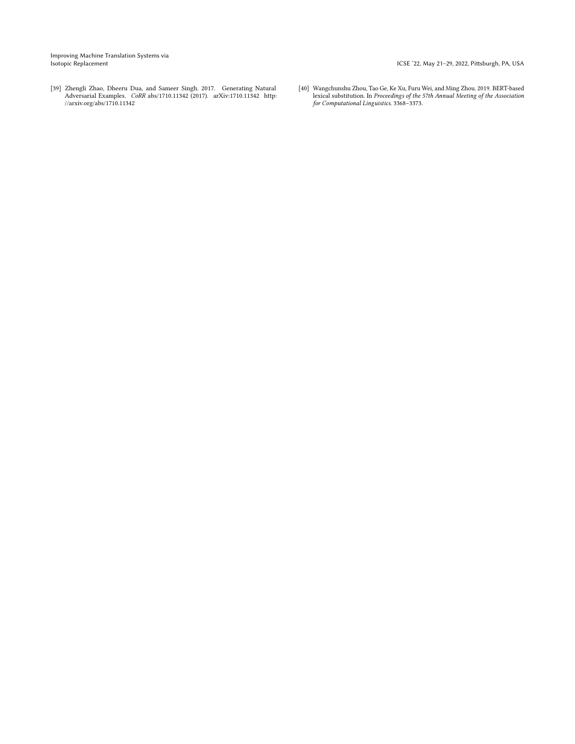[39] Zhengli Zhao, Dheeru Dua, and Sameer Singh. 2017. Generating Natural Adversarial Examples. *CoRR* abs/1710.11342 (2017). arXiv:1710.11342 http://arxiv.org/abs/1710.11342

[40] Wangchunshu Zhou, Tao Ge, Ke Xu, Furu Wei, and Ming Zhou. 2019. BERT-based lexical substitution. In *Proceedings of the 57th Annual Meeting of the Association for Computational Linguistics*. 3368–3373.